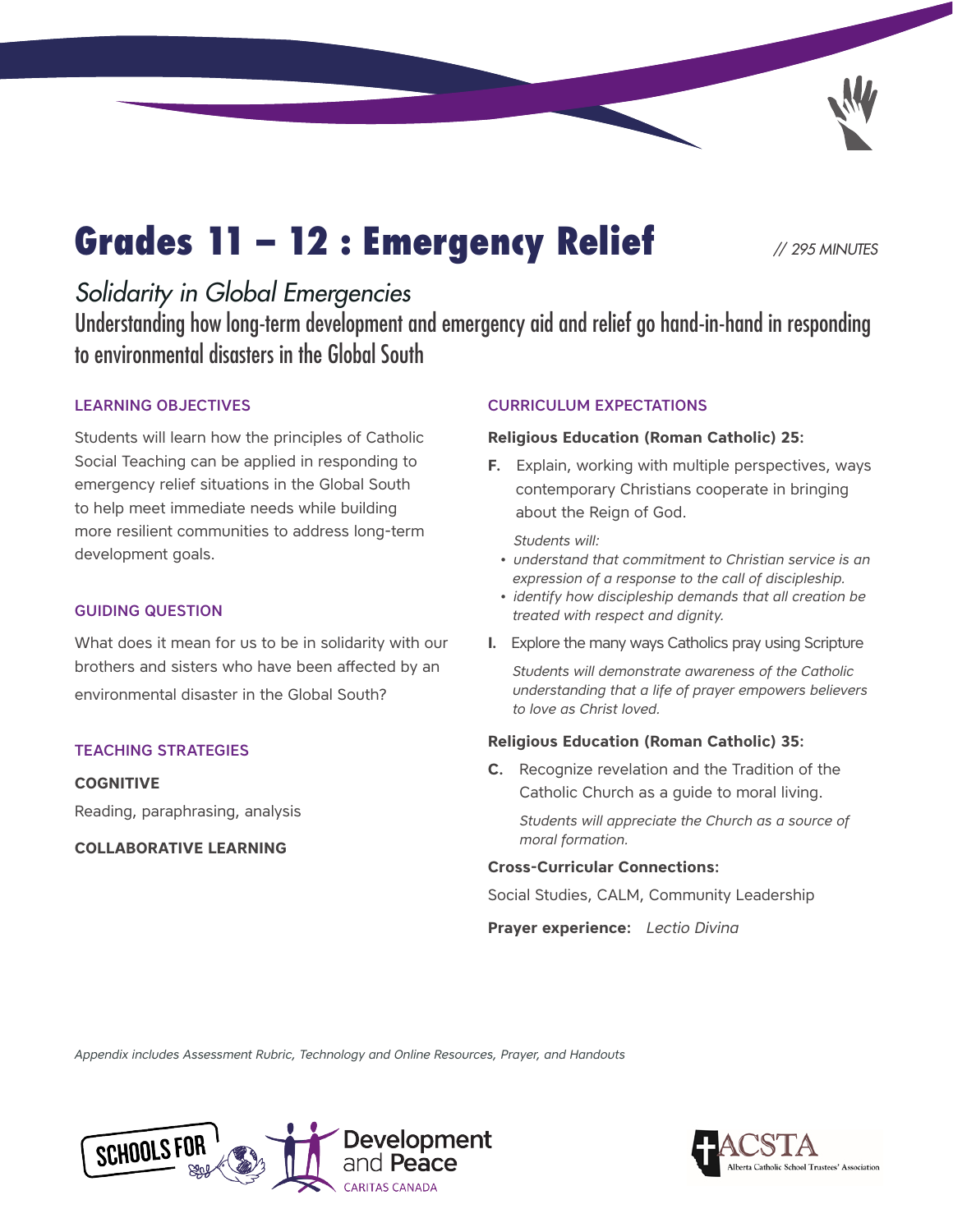# Grades 11 – 12 : Emergency Relief

// 295 MINUTES

*Solidarity in Global Emergencies*

Understanding how long-term development and emergency aid and relief go hand-in-hand in responding to environmental disasters in the Global South

## LEARNING OBJECTIVES

Students will learn how the principles of Catholic Social Teaching can be applied in responding to emergency relief situations in the Global South to help meet immediate needs while building more resilient communities to address long-term development goals.

## GUIDING QUESTION

What does it mean for us to be in solidarity with our brothers and sisters who have been affected by an environmental disaster in the Global South?

## TEACHING STRATEGIES

**COGNITIVE**

Reading, paraphrasing, analysis

**COLLABORATIVE LEARNING**

## CURRICULUM EXPECTATIONS

**Religious Education (Roman Catholic) 25:**

**F.** Explain, working with multiple perspectives, ways contemporary Christians cooperate in bringing about the Reign of God.

*Students will:*

- *understand that commitment to Christian service is an expression of a response to the call of discipleship.*
- *identify how discipleship demands that all creation be treated with respect and dignity.*

**I.** Explore the many ways Catholics pray using Scripture

*Students will demonstrate awareness of the Catholic understanding that a life of prayer empowers believers to love as Christ loved.*

**Religious Education (Roman Catholic) 35:**

**C.** Recognize revelation and the Tradition of the Catholic Church as a guide to moral living.

*Students will appreciate the Church as a source of moral formation.*

**Cross-Curricular Connections:**

Social Studies, CALM, Community Leadership

**Prayer experience:** *Lectio Divina*

*Appendix includes Assessment Rubric, Technology and Online Resources, Prayer, and Handouts*

SCHOOLS FOR Development and Peace CARITAS CANADA

ACSTA Alberta Catholic School Trustees' Association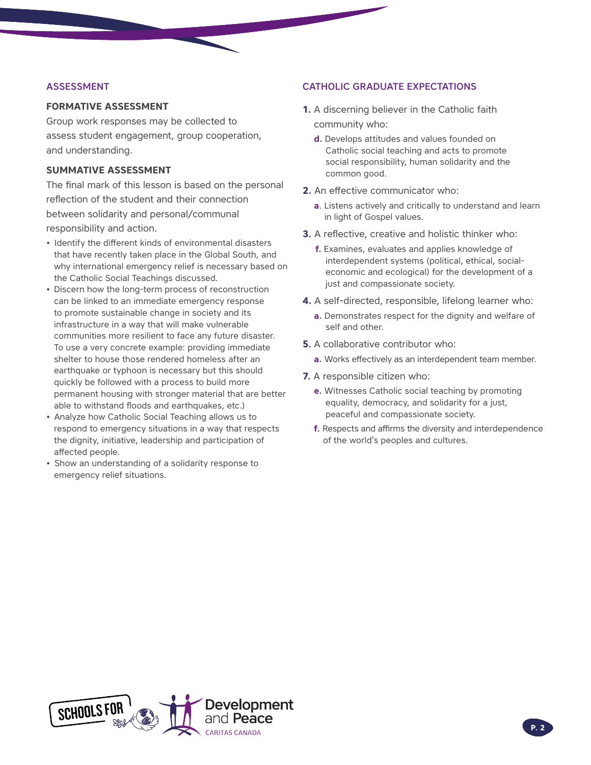## ASSESSMENT

### FORMATIVE ASSESSMENT

Group work responses may be collected to assess student engagement, group cooperation, and understanding.

### SUMMATIVE ASSESSMENT

The final mark of this lesson is based on the personal reflection of the student and their connection between solidarity and personal/communal responsibility and action.

- Identify the different kinds of environmental disasters that have recently taken place in the Global South, and why international emergency relief is necessary based on the Catholic Social Teachings discussed.
- Discern how the long-term process of reconstruction can be linked to an immediate emergency response to promote sustainable change in society and its infrastructure in a way that will make vulnerable communities more resilient to face any future disaster. To use a very concrete example: providing immediate shelter to house those rendered homeless after an earthquake or typhoon is necessary but this should quickly be followed with a process to build more permanent housing with stronger material that are better able to withstand floods and earthquakes, etc.)
- Analyze how Catholic Social Teaching allows us to respond to emergency situations in a way that respects the dignity, initiative, leadership and participation of affected people.
- Show an understanding of a solidarity response to emergency relief situations.

## CATHOLIC GRADUATE EXPECTATIONS

**1.** A discerning believer in the Catholic faith community who:

- **d.** Develops attitudes and values founded on Catholic social teaching and acts to promote social responsibility, human solidarity and the common good.

**2.** An effective communicator who:

- **a**. Listens actively and critically to understand and learn in light of Gospel values.

**3.** A reflective, creative and holistic thinker who:

- **f.** Examines, evaluates and applies knowledge of interdependent systems (political, ethical, social-economic and ecological) for the development of a just and compassionate society.

**4.** A self-directed, responsible, lifelong learner who:

- **a.** Demonstrates respect for the dignity and welfare of self and other.

**5.** A collaborative contributor who:

- **a.** Works effectively as an interdependent team member.

**7.** A responsible citizen who:

- **e.** Witnesses Catholic social teaching by promoting equality, democracy, and solidarity for a just, peaceful and compassionate society.
- **f.** Respects and affirms the diversity and interdependence of the world's peoples and cultures.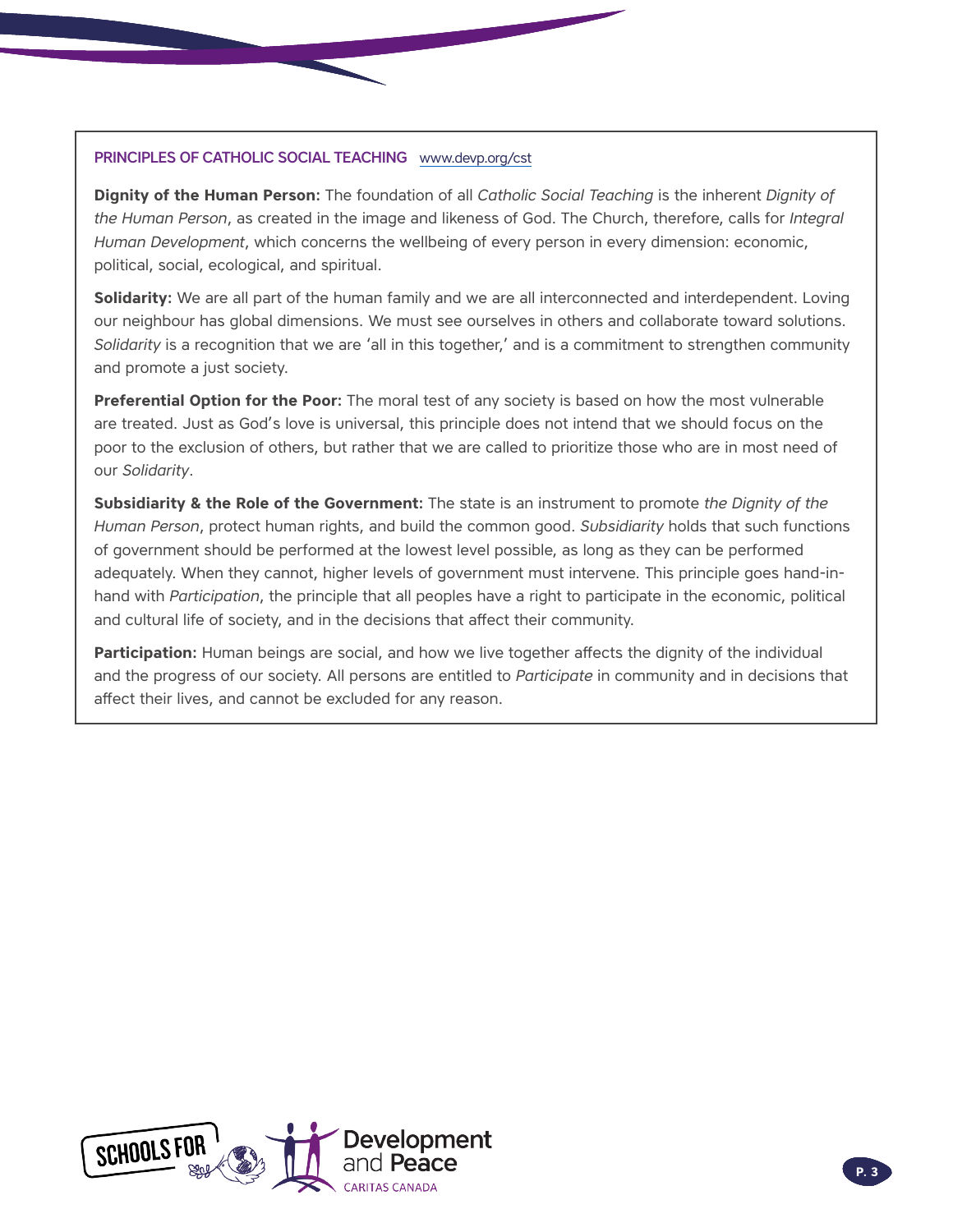## PRINCIPLES OF CATHOLIC SOCIAL TEACHING www.devp.org/cst

**Dignity of the Human Person:** The foundation of all *Catholic Social Teaching* is the inherent *Dignity of the Human Person*, as created in the image and likeness of God. The Church, therefore, calls for *Integral Human Development*, which concerns the wellbeing of every person in every dimension: economic, political, social, ecological, and spiritual.

**Solidarity:** We are all part of the human family and we are all interconnected and interdependent. Loving our neighbour has global dimensions. We must see ourselves in others and collaborate toward solutions. *Solidarity* is a recognition that we are 'all in this together,' and is a commitment to strengthen community and promote a just society.

**Preferential Option for the Poor:** The moral test of any society is based on how the most vulnerable are treated. Just as God's love is universal, this principle does not intend that we should focus on the poor to the exclusion of others, but rather that we are called to prioritize those who are in most need of our *Solidarity*.

**Subsidiarity & the Role of the Government:** The state is an instrument to promote *the Dignity of the Human Person*, protect human rights, and build the common good. *Subsidiarity* holds that such functions of government should be performed at the lowest level possible, as long as they can be performed adequately. When they cannot, higher levels of government must intervene. This principle goes hand-in-hand with *Participation*, the principle that all peoples have a right to participate in the economic, political and cultural life of society, and in the decisions that affect their community.

**Participation:** Human beings are social, and how we live together affects the dignity of the individual and the progress of our society. All persons are entitled to *Participate* in community and in decisions that affect their lives, and cannot be excluded for any reason.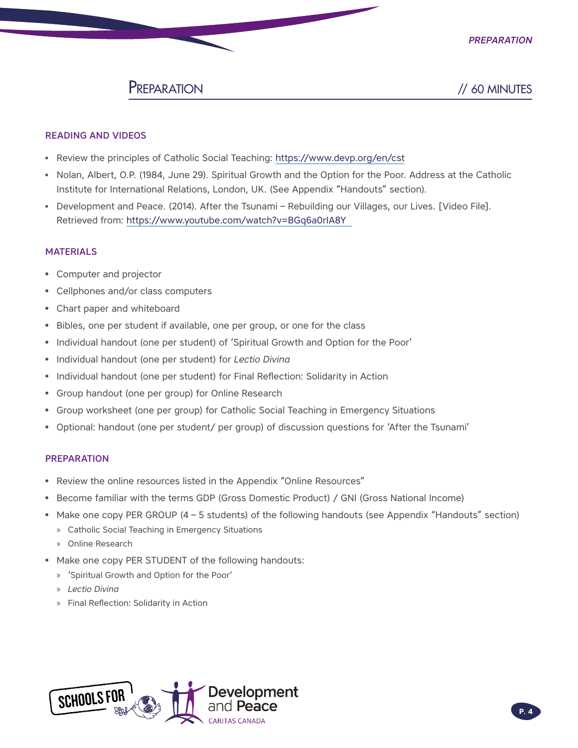## Preparation // 60 MINUTES

### READING AND VIDEOS

- Review the principles of Catholic Social Teaching: https://www.devp.org/en/cst
- Nolan, Albert, O.P. (1984, June 29). Spiritual Growth and the Option for the Poor. Address at the Catholic Institute for International Relations, London, UK. (See Appendix "Handouts" section).
- Development and Peace. (2014). After the Tsunami – Rebuilding our Villages, our Lives. [Video File]. Retrieved from: https://www.youtube.com/watch?v=BGq6a0rIA8Y

### MATERIALS

- Computer and projector
- Cellphones and/or class computers
- Chart paper and whiteboard
- Bibles, one per student if available, one per group, or one for the class
- Individual handout (one per student) of 'Spiritual Growth and Option for the Poor'
- Individual handout (one per student) for *Lectio Divina*
- Individual handout (one per student) for Final Reflection: Solidarity in Action
- Group handout (one per group) for Online Research
- Group worksheet (one per group) for Catholic Social Teaching in Emergency Situations
- Optional: handout (one per student/ per group) of discussion questions for 'After the Tsunami'

### PREPARATION

- Review the online resources listed in the Appendix "Online Resources"
- Become familiar with the terms GDP (Gross Domestic Product) / GNI (Gross National Income)
- Make one copy PER GROUP (4 – 5 students) of the following handouts (see Appendix "Handouts" section)
  - Catholic Social Teaching in Emergency Situations
  - Online Research
- Make one copy PER STUDENT of the following handouts:
  - 'Spiritual Growth and Option for the Poor'
  - *Lectio Divina*
  - Final Reflection: Solidarity in Action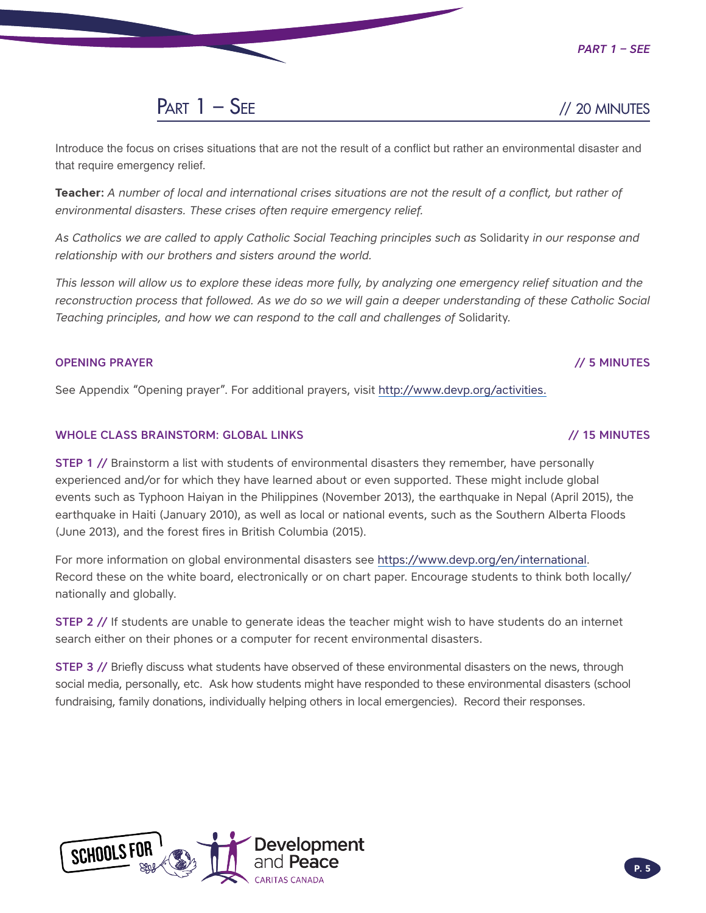## Part 1 – See // 20 MINUTES

Introduce the focus on crises situations that are not the result of a conflict but rather an environmental disaster and that require emergency relief.

**Teacher:** *A number of local and international crises situations are not the result of a conflict, but rather of environmental disasters. These crises often require emergency relief.*

*As Catholics we are called to apply Catholic Social Teaching principles such as* Solidarity *in our response and relationship with our brothers and sisters around the world.*

*This lesson will allow us to explore these ideas more fully, by analyzing one emergency relief situation and the reconstruction process that followed. As we do so we will gain a deeper understanding of these Catholic Social Teaching principles, and how we can respond to the call and challenges of* Solidarity.

### OPENING PRAYER // 5 MINUTES

See Appendix "Opening prayer". For additional prayers, visit http://www.devp.org/activities.

### WHOLE CLASS BRAINSTORM: GLOBAL LINKS // 15 MINUTES

**STEP 1 //** Brainstorm a list with students of environmental disasters they remember, have personally experienced and/or for which they have learned about or even supported. These might include global events such as Typhoon Haiyan in the Philippines (November 2013), the earthquake in Nepal (April 2015), the earthquake in Haiti (January 2010), as well as local or national events, such as the Southern Alberta Floods (June 2013), and the forest fires in British Columbia (2015).

For more information on global environmental disasters see https://www.devp.org/en/international. Record these on the white board, electronically or on chart paper. Encourage students to think both locally/nationally and globally.

**STEP 2 //** If students are unable to generate ideas the teacher might wish to have students do an internet search either on their phones or a computer for recent environmental disasters.

**STEP 3 //** Briefly discuss what students have observed of these environmental disasters on the news, through social media, personally, etc. Ask how students might have responded to these environmental disasters (school fundraising, family donations, individually helping others in local emergencies). Record their responses.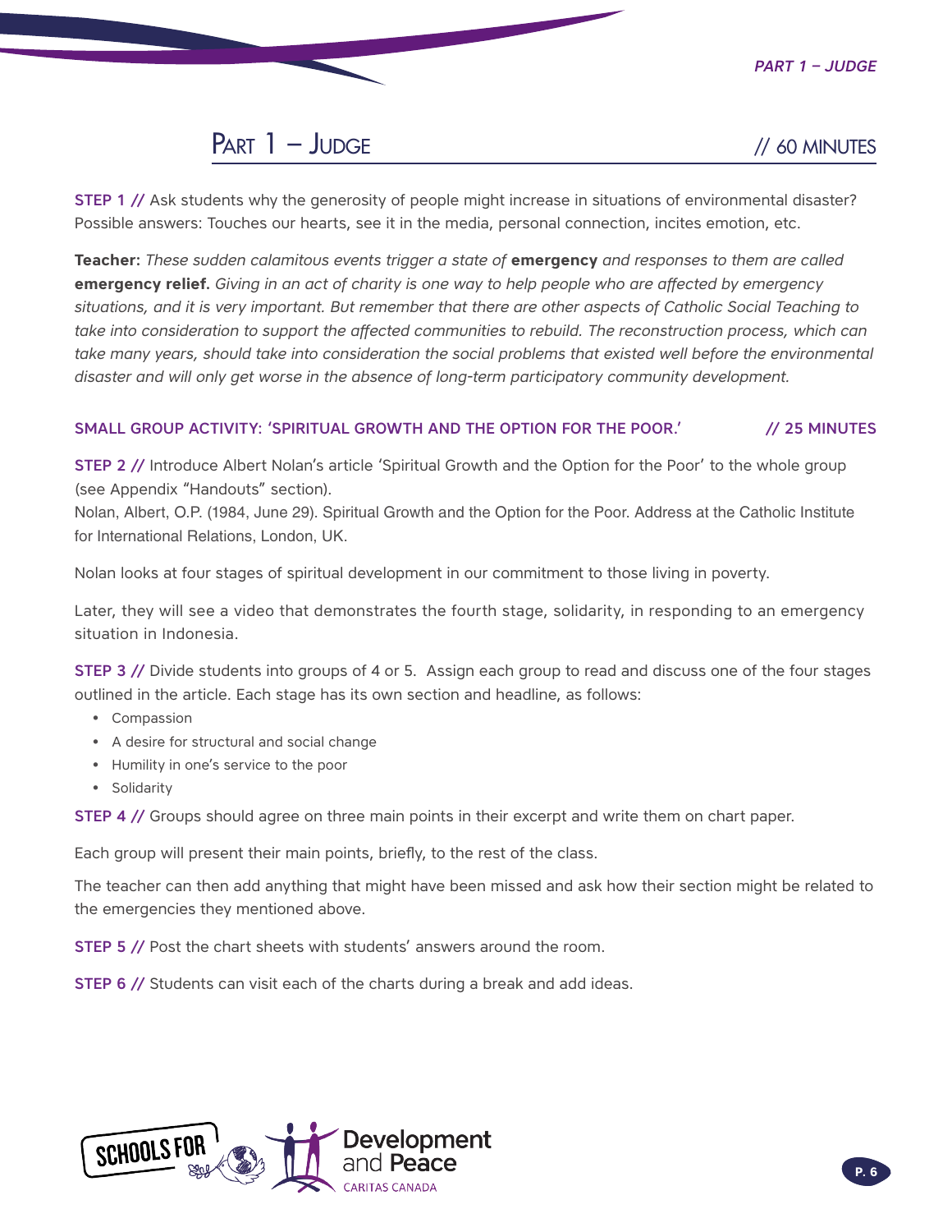## Part 1 – Judge // 60 MINUTES

**STEP 1 //** Ask students why the generosity of people might increase in situations of environmental disaster? Possible answers: Touches our hearts, see it in the media, personal connection, incites emotion, etc.

**Teacher:** *These sudden calamitous events trigger a state of* **emergency** *and responses to them are called* **emergency relief.** *Giving in an act of charity is one way to help people who are affected by emergency situations, and it is very important. But remember that there are other aspects of Catholic Social Teaching to take into consideration to support the affected communities to rebuild. The reconstruction process, which can take many years, should take into consideration the social problems that existed well before the environmental disaster and will only get worse in the absence of long-term participatory community development.*

### SMALL GROUP ACTIVITY: 'SPIRITUAL GROWTH AND THE OPTION FOR THE POOR.' // 25 MINUTES

**STEP 2 //** Introduce Albert Nolan's article 'Spiritual Growth and the Option for the Poor' to the whole group (see Appendix "Handouts" section).
Nolan, Albert, O.P. (1984, June 29). Spiritual Growth and the Option for the Poor. Address at the Catholic Institute for International Relations, London, UK.

Nolan looks at four stages of spiritual development in our commitment to those living in poverty.

Later, they will see a video that demonstrates the fourth stage, solidarity, in responding to an emergency situation in Indonesia.

**STEP 3 //** Divide students into groups of 4 or 5. Assign each group to read and discuss one of the four stages outlined in the article. Each stage has its own section and headline, as follows:

- Compassion
- A desire for structural and social change
- Humility in one's service to the poor
- Solidarity

**STEP 4 //** Groups should agree on three main points in their excerpt and write them on chart paper.

Each group will present their main points, briefly, to the rest of the class.

The teacher can then add anything that might have been missed and ask how their section might be related to the emergencies they mentioned above.

**STEP 5 //** Post the chart sheets with students' answers around the room.

**STEP 6 //** Students can visit each of the charts during a break and add ideas.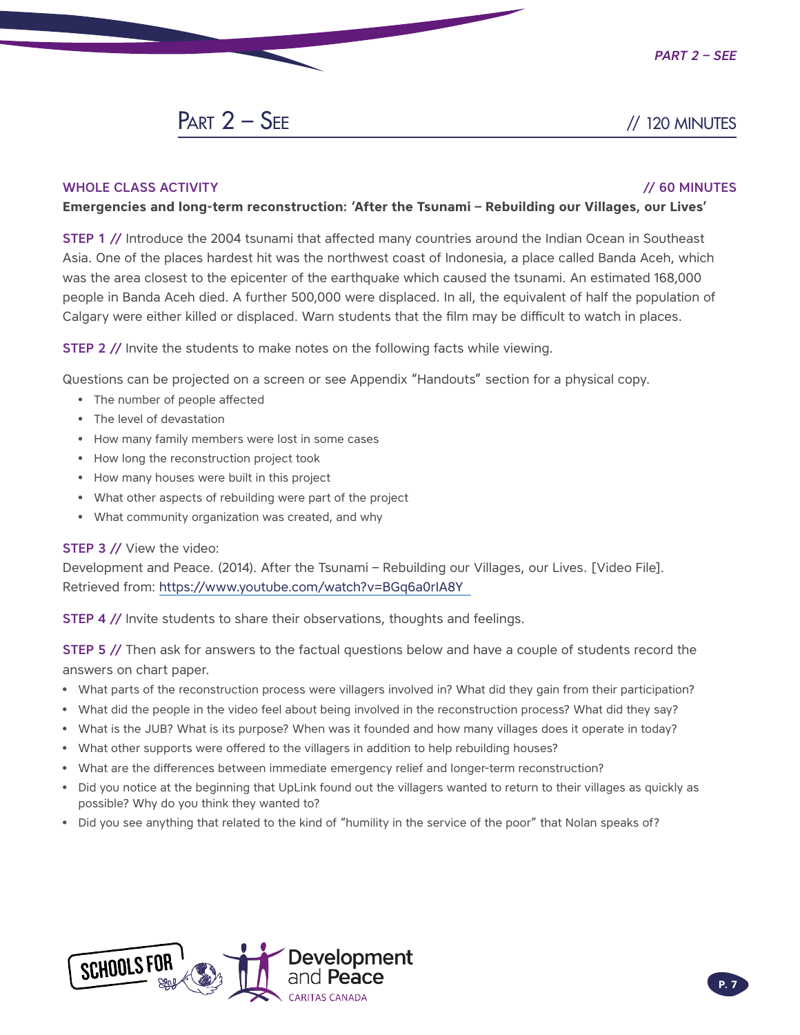## Part 2 – See // 120 MINUTES

### WHOLE CLASS ACTIVITY // 60 MINUTES

**Emergencies and long-term reconstruction: 'After the Tsunami – Rebuilding our Villages, our Lives'**

**STEP 1 //** Introduce the 2004 tsunami that affected many countries around the Indian Ocean in Southeast Asia. One of the places hardest hit was the northwest coast of Indonesia, a place called Banda Aceh, which was the area closest to the epicenter of the earthquake which caused the tsunami. An estimated 168,000 people in Banda Aceh died. A further 500,000 were displaced. In all, the equivalent of half the population of Calgary were either killed or displaced. Warn students that the film may be difficult to watch in places.

**STEP 2 //** Invite the students to make notes on the following facts while viewing.

Questions can be projected on a screen or see Appendix "Handouts" section for a physical copy.

- The number of people affected
- The level of devastation
- How many family members were lost in some cases
- How long the reconstruction project took
- How many houses were built in this project
- What other aspects of rebuilding were part of the project
- What community organization was created, and why

**STEP 3 //** View the video:
Development and Peace. (2014). After the Tsunami – Rebuilding our Villages, our Lives. [Video File]. Retrieved from: https://www.youtube.com/watch?v=BGq6a0rIA8Y

**STEP 4 //** Invite students to share their observations, thoughts and feelings.

**STEP 5 //** Then ask for answers to the factual questions below and have a couple of students record the answers on chart paper.

- What parts of the reconstruction process were villagers involved in? What did they gain from their participation?
- What did the people in the video feel about being involved in the reconstruction process? What did they say?
- What is the JUB? What is its purpose? When was it founded and how many villages does it operate in today?
- What other supports were offered to the villagers in addition to help rebuilding houses?
- What are the differences between immediate emergency relief and longer-term reconstruction?
- Did you notice at the beginning that UpLink found out the villagers wanted to return to their villages as quickly as possible? Why do you think they wanted to?
- Did you see anything that related to the kind of "humility in the service of the poor" that Nolan speaks of?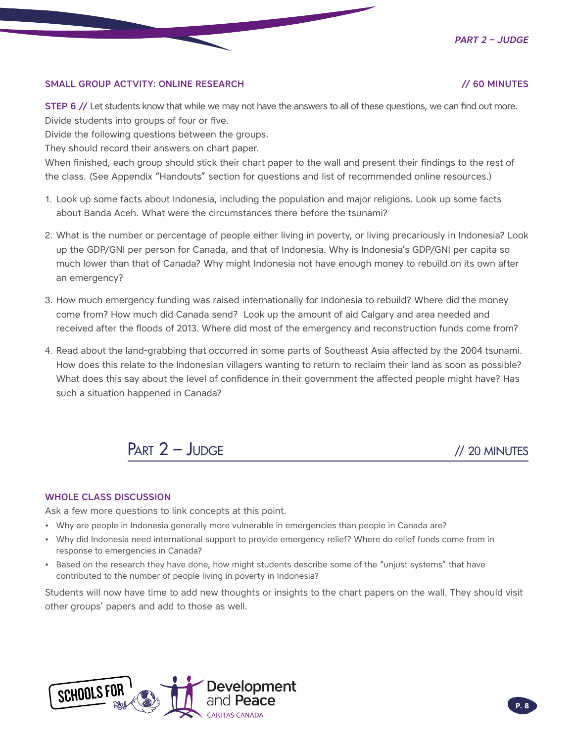### SMALL GROUP ACTVITY: ONLINE RESEARCH // 60 MINUTES

**STEP 6 //** Let students know that while we may not have the answers to all of these questions, we can find out more. Divide students into groups of four or five.
Divide the following questions between the groups.
They should record their answers on chart paper.
When finished, each group should stick their chart paper to the wall and present their findings to the rest of the class. (See Appendix "Handouts" section for questions and list of recommended online resources.)

1. Look up some facts about Indonesia, including the population and major religions. Look up some facts about Banda Aceh. What were the circumstances there before the tsunami?
2. What is the number or percentage of people either living in poverty, or living precariously in Indonesia? Look up the GDP/GNI per person for Canada, and that of Indonesia. Why is Indonesia's GDP/GNI per capita so much lower than that of Canada? Why might Indonesia not have enough money to rebuild on its own after an emergency?
3. How much emergency funding was raised internationally for Indonesia to rebuild? Where did the money come from? How much did Canada send? Look up the amount of aid Calgary and area needed and received after the floods of 2013. Where did most of the emergency and reconstruction funds come from?
4. Read about the land-grabbing that occurred in some parts of Southeast Asia affected by the 2004 tsunami. How does this relate to the Indonesian villagers wanting to return to reclaim their land as soon as possible? What does this say about the level of confidence in their government the affected people might have? Has such a situation happened in Canada?

## PART 2 – JUDGE // 20 MINUTES

### WHOLE CLASS DISCUSSION

Ask a few more questions to link concepts at this point.

- Why are people in Indonesia generally more vulnerable in emergencies than people in Canada are?
- Why did Indonesia need international support to provide emergency relief? Where do relief funds come from in response to emergencies in Canada?
- Based on the research they have done, how might students describe some of the "unjust systems" that have contributed to the number of people living in poverty in Indonesia?

Students will now have time to add new thoughts or insights to the chart papers on the wall. They should visit other groups' papers and add to those as well.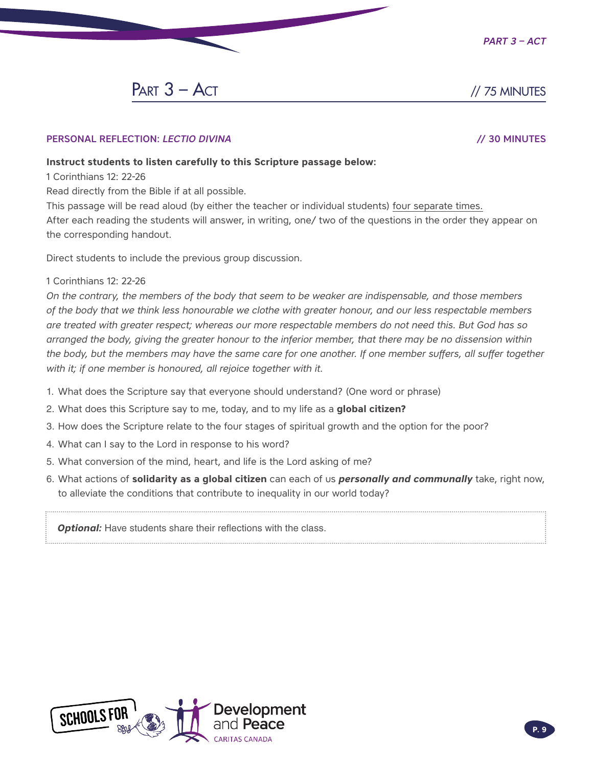# Part 3 – Act // 75 MINUTES

## PERSONAL REFLECTION: *LECTIO DIVINA* // 30 MINUTES

**Instruct students to listen carefully to this Scripture passage below:**

1 Corinthians 12: 22-26

Read directly from the Bible if at all possible.

This passage will be read aloud (by either the teacher or individual students) four separate times.

After each reading the students will answer, in writing, one/ two of the questions in the order they appear on the corresponding handout.

Direct students to include the previous group discussion.

1 Corinthians 12: 22-26

*On the contrary, the members of the body that seem to be weaker are indispensable, and those members of the body that we think less honourable we clothe with greater honour, and our less respectable members are treated with greater respect; whereas our more respectable members do not need this. But God has so arranged the body, giving the greater honour to the inferior member, that there may be no dissension within the body, but the members may have the same care for one another. If one member suffers, all suffer together with it; if one member is honoured, all rejoice together with it.*

1. What does the Scripture say that everyone should understand? (One word or phrase)
2. What does this Scripture say to me, today, and to my life as a **global citizen?**
3. How does the Scripture relate to the four stages of spiritual growth and the option for the poor?
4. What can I say to the Lord in response to his word?
5. What conversion of the mind, heart, and life is the Lord asking of me?
6. What actions of **solidarity as a global citizen** can each of us ***personally and communally*** take, right now, to alleviate the conditions that contribute to inequality in our world today?

***Optional:*** Have students share their reflections with the class.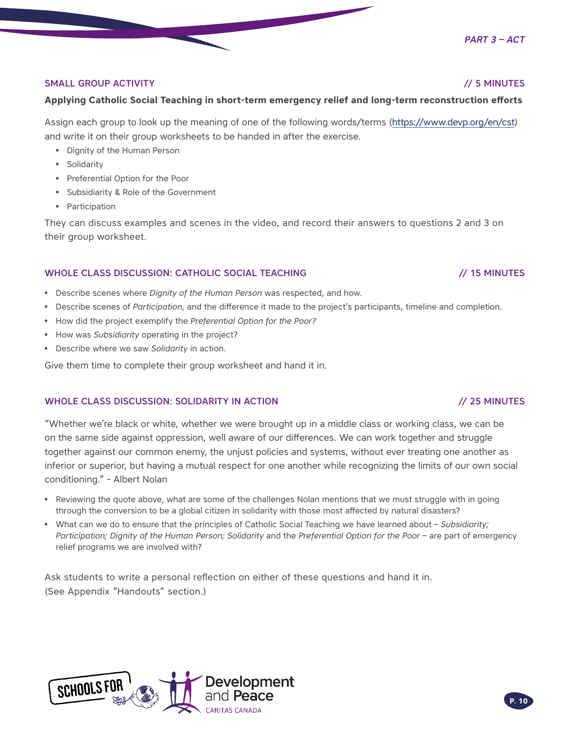## SMALL GROUP ACTIVITY // 5 MINUTES

**Applying Catholic Social Teaching in short-term emergency relief and long-term reconstruction efforts**

Assign each group to look up the meaning of one of the following words/terms (https://www.devp.org/en/cst) and write it on their group worksheets to be handed in after the exercise.

- Dignity of the Human Person
- Solidarity
- Preferential Option for the Poor
- Subsidiarity & Role of the Government
- Participation

They can discuss examples and scenes in the video, and record their answers to questions 2 and 3 on their group worksheet.

## WHOLE CLASS DISCUSSION: CATHOLIC SOCIAL TEACHING // 15 MINUTES

- Describe scenes where *Dignity of the Human Person* was respected, and how.
- Describe scenes of *Participation*, and the difference it made to the project's participants, timeline and completion.
- How did the project exemplify the *Preferential Option for the Poor?*
- How was *Subsidiarity* operating in the project?
- Describe where we saw *Solidarity* in action.

Give them time to complete their group worksheet and hand it in.

## WHOLE CLASS DISCUSSION: SOLIDARITY IN ACTION // 25 MINUTES

"Whether we're black or white, whether we were brought up in a middle class or working class, we can be on the same side against oppression, well aware of our differences. We can work together and struggle together against our common enemy, the unjust policies and systems, without ever treating one another as inferior or superior, but having a mutual respect for one another while recognizing the limits of our own social conditioning." - Albert Nolan

- Reviewing the quote above, what are some of the challenges Nolan mentions that we must struggle with in going through the conversion to be a global citizen in solidarity with those most affected by natural disasters?
- What can we do to ensure that the principles of Catholic Social Teaching we have learned about – *Subsidiarity; Participation; Dignity of the Human Person; Solidarity* and the *Preferential Option for the Poor* – are part of emergency relief programs we are involved with?

Ask students to write a personal reflection on either of these questions and hand it in.
(See Appendix "Handouts" section.)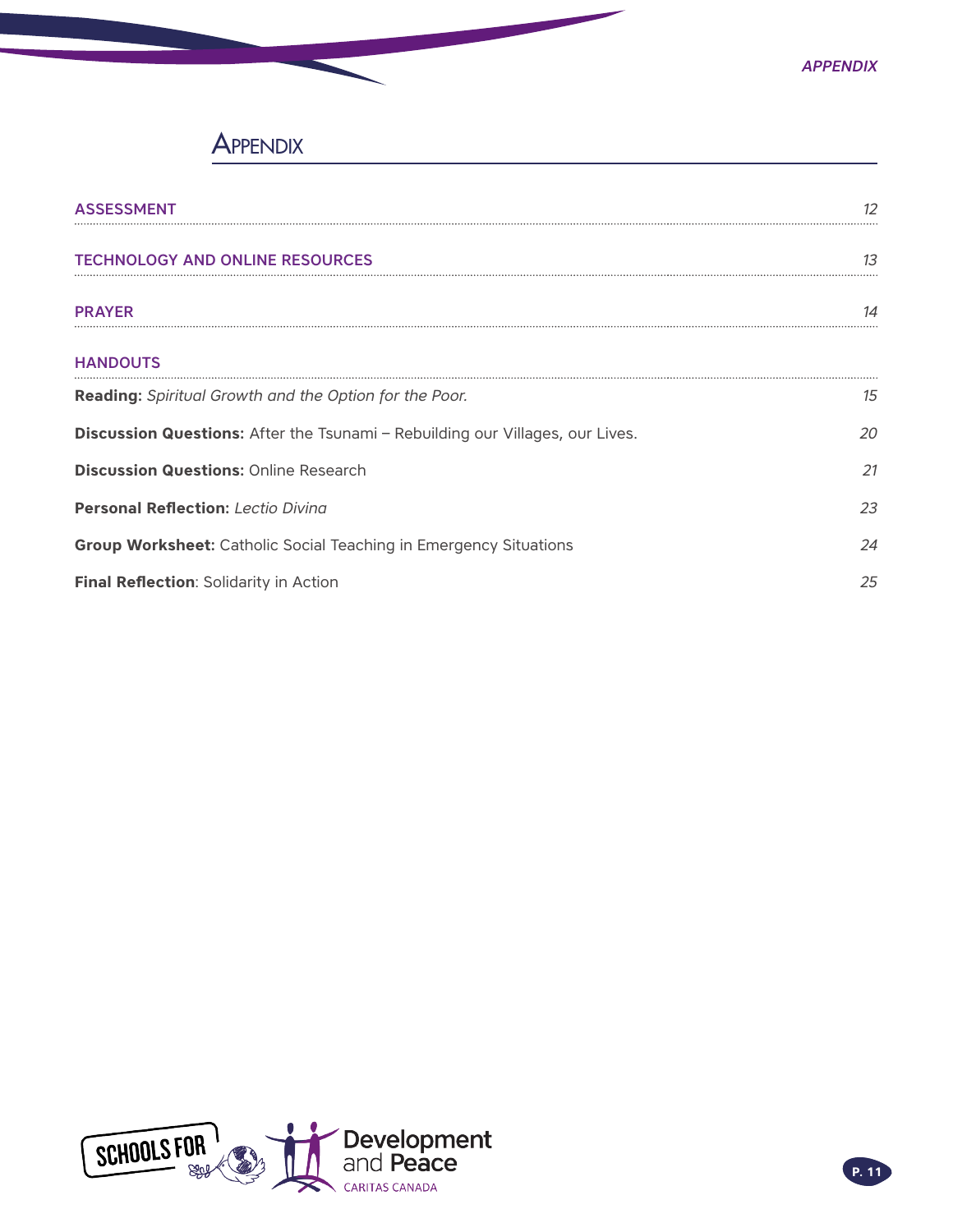# Appendix

| | |
|---|---|
| ASSESSMENT | *12* |
| TECHNOLOGY AND ONLINE RESOURCES | *13* |
| PRAYER | *14* |
| HANDOUTS | |
| **Reading:** *Spiritual Growth and the Option for the Poor.* | *15* |
| **Discussion Questions:** After the Tsunami – Rebuilding our Villages, our Lives. | *20* |
| **Discussion Questions:** Online Research | *21* |
| **Personal Reflection:** *Lectio Divina* | *23* |
| **Group Worksheet:** Catholic Social Teaching in Emergency Situations | *24* |
| **Final Reflection**: Solidarity in Action | *25* |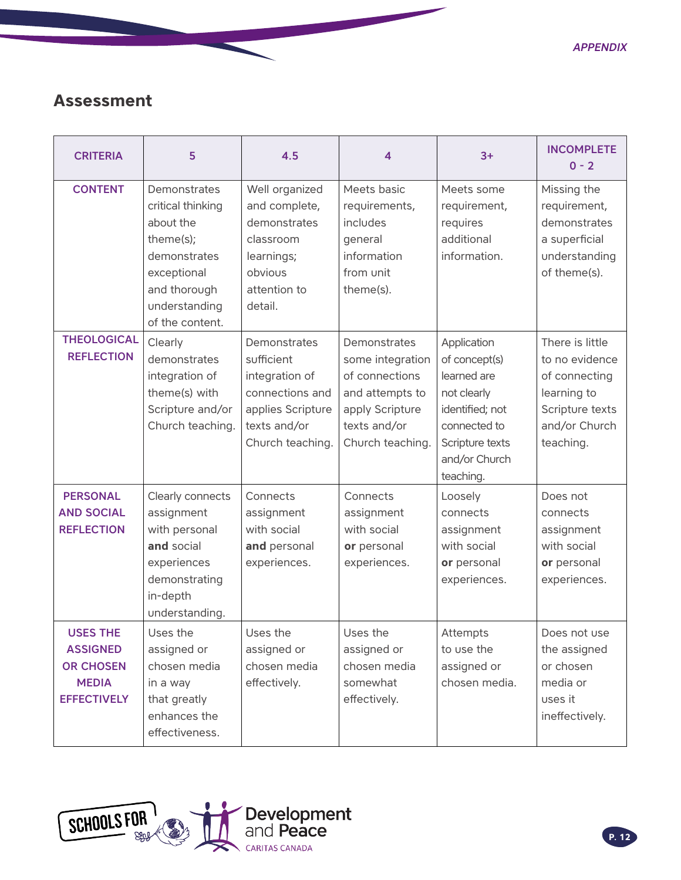## Assessment

| CRITERIA | 5 | 4.5 | 4 | 3+ | INCOMPLETE 0 - 2 |
|---|---|---|---|---|---|
| CONTENT | Demonstrates critical thinking about the theme(s); demonstrates exceptional and thorough understanding of the content. | Well organized and complete, demonstrates classroom learnings; obvious attention to detail. | Meets basic requirements, includes general information from unit theme(s). | Meets some requirement, requires additional information. | Missing the requirement, demonstrates a superficial understanding of theme(s). |
| THEOLOGICAL REFLECTION | Clearly demonstrates integration of theme(s) with Scripture and/or Church teaching. | Demonstrates sufficient integration of connections and applies Scripture texts and/or Church teaching. | Demonstrates some integration of connections and attempts to apply Scripture texts and/or Church teaching. | Application of concept(s) learned are not clearly identified; not connected to Scripture texts and/or Church teaching. | There is little to no evidence of connecting learning to Scripture texts and/or Church teaching. |
| PERSONAL AND SOCIAL REFLECTION | Clearly connects assignment with personal **and** social experiences demonstrating in-depth understanding. | Connects assignment with social **and** personal experiences. | Connects assignment with social **or** personal experiences. | Loosely connects assignment with social **or** personal experiences. | Does not connects assignment with social **or** personal experiences. |
| USES THE ASSIGNED OR CHOSEN MEDIA EFFECTIVELY | Uses the assigned or chosen media in a way that greatly enhances the effectiveness. | Uses the assigned or chosen media effectively. | Uses the assigned or chosen media somewhat effectively. | Attempts to use the assigned or chosen media. | Does not use the assigned or chosen media or uses it ineffectively. |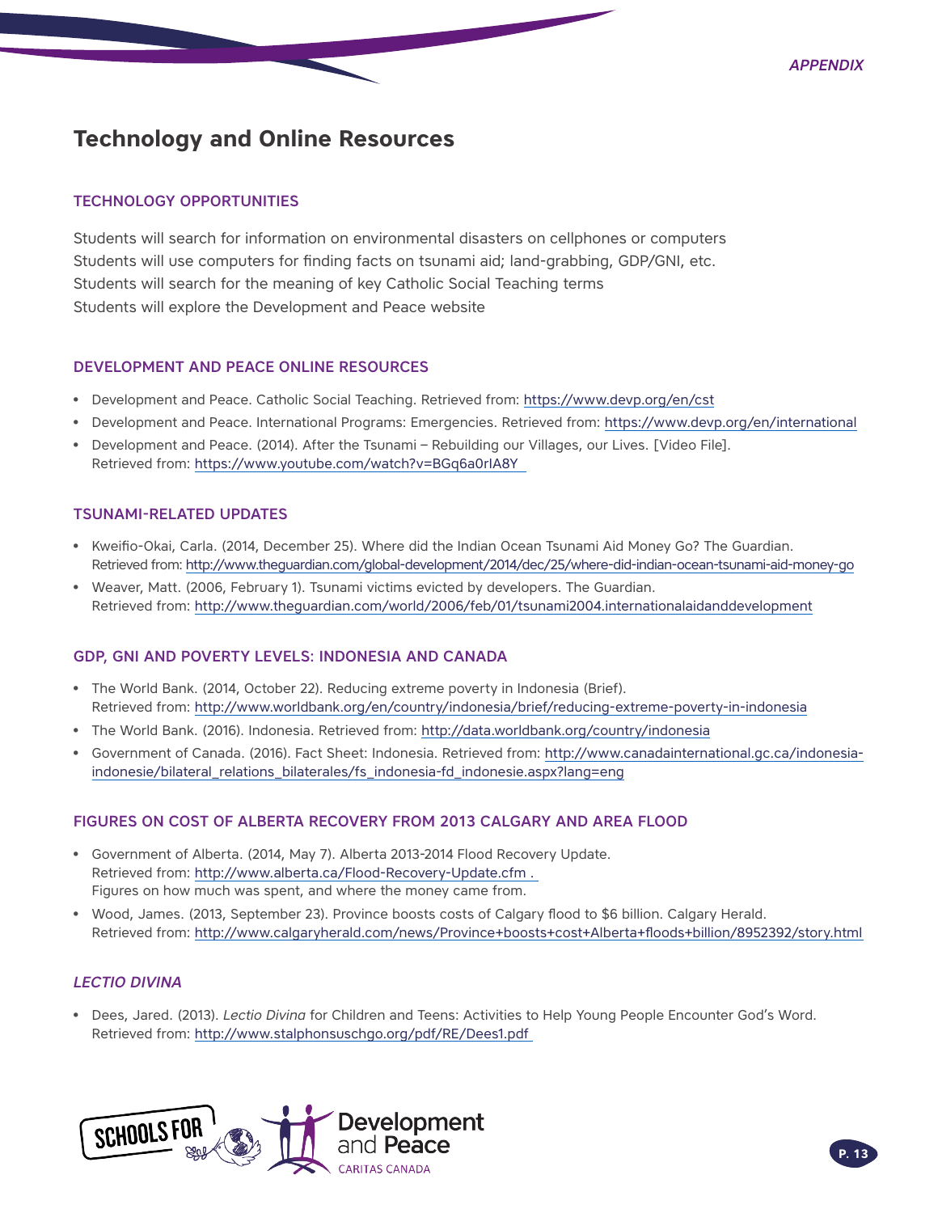## Technology and Online Resources

### TECHNOLOGY OPPORTUNITIES

Students will search for information on environmental disasters on cellphones or computers
Students will use computers for finding facts on tsunami aid; land-grabbing, GDP/GNI, etc.
Students will search for the meaning of key Catholic Social Teaching terms
Students will explore the Development and Peace website

### DEVELOPMENT AND PEACE ONLINE RESOURCES

- Development and Peace. Catholic Social Teaching. Retrieved from: https://www.devp.org/en/cst
- Development and Peace. International Programs: Emergencies. Retrieved from: https://www.devp.org/en/international
- Development and Peace. (2014). After the Tsunami – Rebuilding our Villages, our Lives. [Video File]. Retrieved from: https://www.youtube.com/watch?v=BGq6a0rIA8Y

### TSUNAMI-RELATED UPDATES

- Kweifio-Okai, Carla. (2014, December 25). Where did the Indian Ocean Tsunami Aid Money Go? The Guardian. Retrieved from: http://www.theguardian.com/global-development/2014/dec/25/where-did-indian-ocean-tsunami-aid-money-go
- Weaver, Matt. (2006, February 1). Tsunami victims evicted by developers. The Guardian. Retrieved from: http://www.theguardian.com/world/2006/feb/01/tsunami2004.internationalaidanddevelopment

### GDP, GNI AND POVERTY LEVELS: INDONESIA AND CANADA

- The World Bank. (2014, October 22). Reducing extreme poverty in Indonesia (Brief). Retrieved from: http://www.worldbank.org/en/country/indonesia/brief/reducing-extreme-poverty-in-indonesia
- The World Bank. (2016). Indonesia. Retrieved from: http://data.worldbank.org/country/indonesia
- Government of Canada. (2016). Fact Sheet: Indonesia. Retrieved from: http://www.canadainternational.gc.ca/indonesia-indonesie/bilateral_relations_bilaterales/fs_indonesia-fd_indonesie.aspx?lang=eng

### FIGURES ON COST OF ALBERTA RECOVERY FROM 2013 CALGARY AND AREA FLOOD

- Government of Alberta. (2014, May 7). Alberta 2013-2014 Flood Recovery Update. Retrieved from: http://www.alberta.ca/Flood-Recovery-Update.cfm . Figures on how much was spent, and where the money came from.
- Wood, James. (2013, September 23). Province boosts costs of Calgary flood to $6 billion. Calgary Herald. Retrieved from: http://www.calgaryherald.com/news/Province+boosts+cost+Alberta+floods+billion/8952392/story.html

### *LECTIO DIVINA*

- Dees, Jared. (2013). *Lectio Divina* for Children and Teens: Activities to Help Young People Encounter God's Word. Retrieved from: http://www.stalphonsuschgo.org/pdf/RE/Dees1.pdf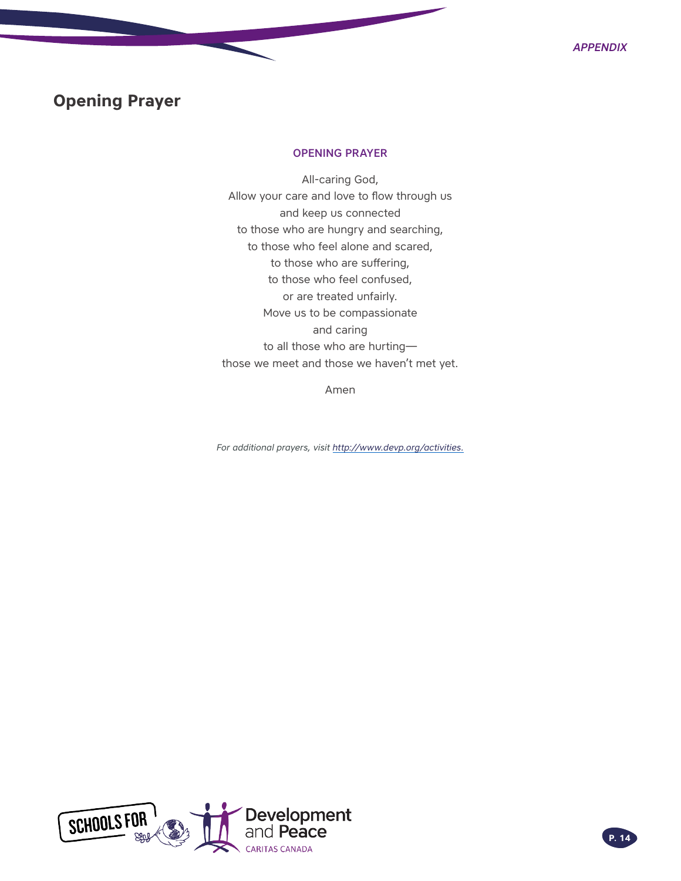## Opening Prayer

### OPENING PRAYER

All-caring God,  
Allow your care and love to flow through us  
and keep us connected  
to those who are hungry and searching,  
to those who feel alone and scared,  
to those who are suffering,  
to those who feel confused,  
or are treated unfairly.  
Move us to be compassionate  
and caring  
to all those who are hurting—  
those we meet and those we haven't met yet.

Amen

*For additional prayers, visit [http://www.devp.org/activities.](http://www.devp.org/activities)*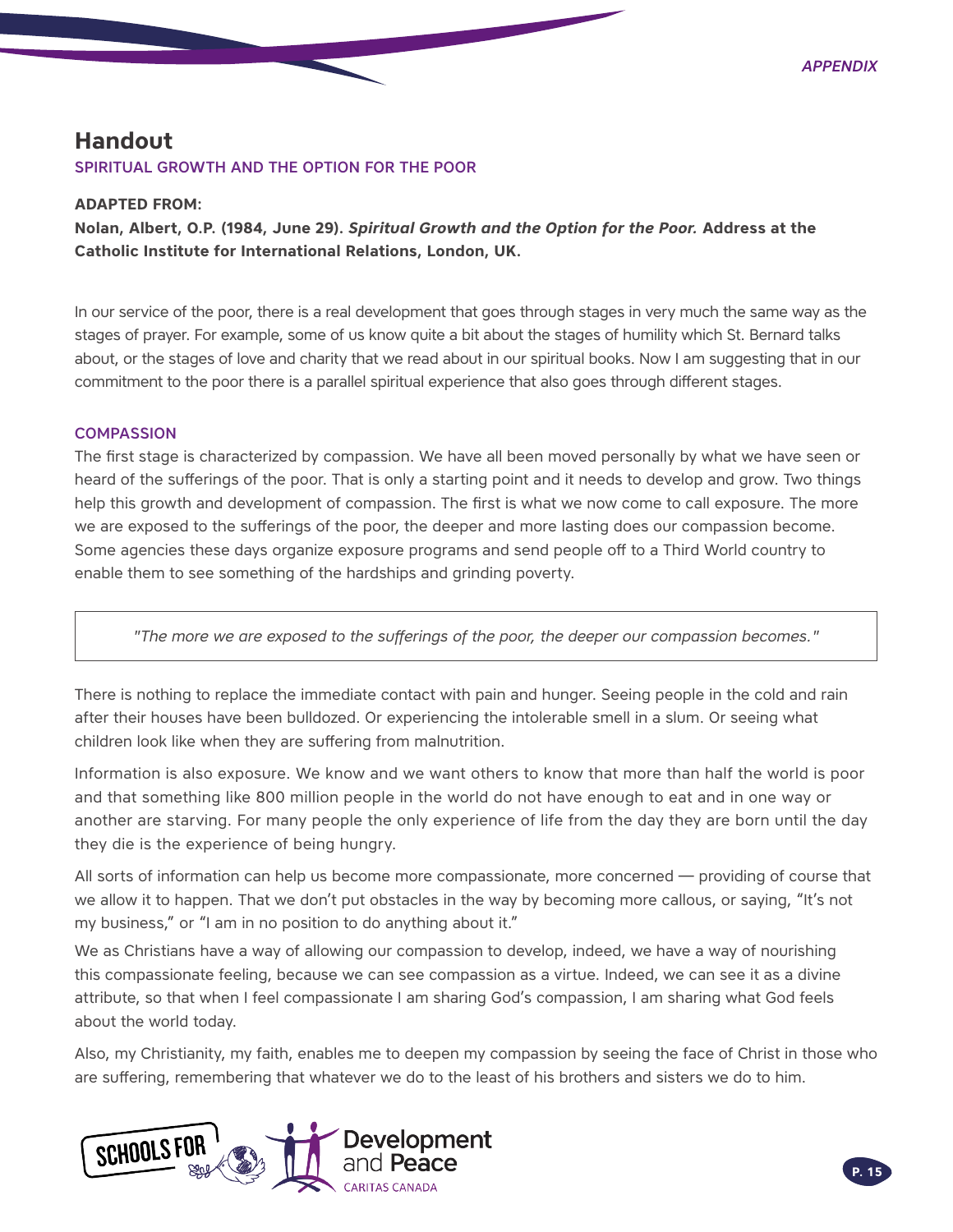# Handout

## SPIRITUAL GROWTH AND THE OPTION FOR THE POOR

**ADAPTED FROM:**

**Nolan, Albert, O.P. (1984, June 29). *Spiritual Growth and the Option for the Poor.* Address at the Catholic Institute for International Relations, London, UK.**

In our service of the poor, there is a real development that goes through stages in very much the same way as the stages of prayer. For example, some of us know quite a bit about the stages of humility which St. Bernard talks about, or the stages of love and charity that we read about in our spiritual books. Now I am suggesting that in our commitment to the poor there is a parallel spiritual experience that also goes through different stages.

### COMPASSION

The first stage is characterized by compassion. We have all been moved personally by what we have seen or heard of the sufferings of the poor. That is only a starting point and it needs to develop and grow. Two things help this growth and development of compassion. The first is what we now come to call exposure. The more we are exposed to the sufferings of the poor, the deeper and more lasting does our compassion become. Some agencies these days organize exposure programs and send people off to a Third World country to enable them to see something of the hardships and grinding poverty.

> *"The more we are exposed to the sufferings of the poor, the deeper our compassion becomes."*

There is nothing to replace the immediate contact with pain and hunger. Seeing people in the cold and rain after their houses have been bulldozed. Or experiencing the intolerable smell in a slum. Or seeing what children look like when they are suffering from malnutrition.

Information is also exposure. We know and we want others to know that more than half the world is poor and that something like 800 million people in the world do not have enough to eat and in one way or another are starving. For many people the only experience of life from the day they are born until the day they die is the experience of being hungry.

All sorts of information can help us become more compassionate, more concerned — providing of course that we allow it to happen. That we don't put obstacles in the way by becoming more callous, or saying, "It's not my business," or "I am in no position to do anything about it."

We as Christians have a way of allowing our compassion to develop, indeed, we have a way of nourishing this compassionate feeling, because we can see compassion as a virtue. Indeed, we can see it as a divine attribute, so that when I feel compassionate I am sharing God's compassion, I am sharing what God feels about the world today.

Also, my Christianity, my faith, enables me to deepen my compassion by seeing the face of Christ in those who are suffering, remembering that whatever we do to the least of his brothers and sisters we do to him.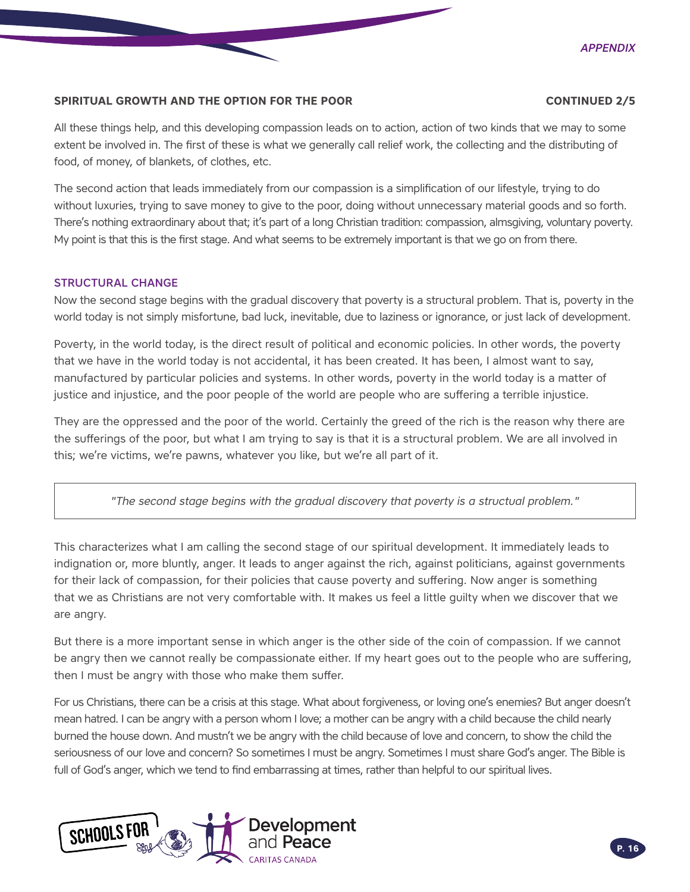## SPIRITUAL GROWTH AND THE OPTION FOR THE POOR

**CONTINUED 2/5**

All these things help, and this developing compassion leads on to action, action of two kinds that we may to some extent be involved in. The first of these is what we generally call relief work, the collecting and the distributing of food, of money, of blankets, of clothes, etc.

The second action that leads immediately from our compassion is a simplification of our lifestyle, trying to do without luxuries, trying to save money to give to the poor, doing without unnecessary material goods and so forth. There's nothing extraordinary about that; it's part of a long Christian tradition: compassion, almsgiving, voluntary poverty. My point is that this is the first stage. And what seems to be extremely important is that we go on from there.

### STRUCTURAL CHANGE

Now the second stage begins with the gradual discovery that poverty is a structural problem. That is, poverty in the world today is not simply misfortune, bad luck, inevitable, due to laziness or ignorance, or just lack of development.

Poverty, in the world today, is the direct result of political and economic policies. In other words, the poverty that we have in the world today is not accidental, it has been created. It has been, I almost want to say, manufactured by particular policies and systems. In other words, poverty in the world today is a matter of justice and injustice, and the poor people of the world are people who are suffering a terrible injustice.

They are the oppressed and the poor of the world. Certainly the greed of the rich is the reason why there are the sufferings of the poor, but what I am trying to say is that it is a structural problem. We are all involved in this; we're victims, we're pawns, whatever you like, but we're all part of it.

> *"The second stage begins with the gradual discovery that poverty is a structual problem."*

This characterizes what I am calling the second stage of our spiritual development. It immediately leads to indignation or, more bluntly, anger. It leads to anger against the rich, against politicians, against governments for their lack of compassion, for their policies that cause poverty and suffering. Now anger is something that we as Christians are not very comfortable with. It makes us feel a little guilty when we discover that we are angry.

But there is a more important sense in which anger is the other side of the coin of compassion. If we cannot be angry then we cannot really be compassionate either. If my heart goes out to the people who are suffering, then I must be angry with those who make them suffer.

For us Christians, there can be a crisis at this stage. What about forgiveness, or loving one's enemies? But anger doesn't mean hatred. I can be angry with a person whom I love; a mother can be angry with a child because the child nearly burned the house down. And mustn't we be angry with the child because of love and concern, to show the child the seriousness of our love and concern? So sometimes I must be angry. Sometimes I must share God's anger. The Bible is full of God's anger, which we tend to find embarrassing at times, rather than helpful to our spiritual lives.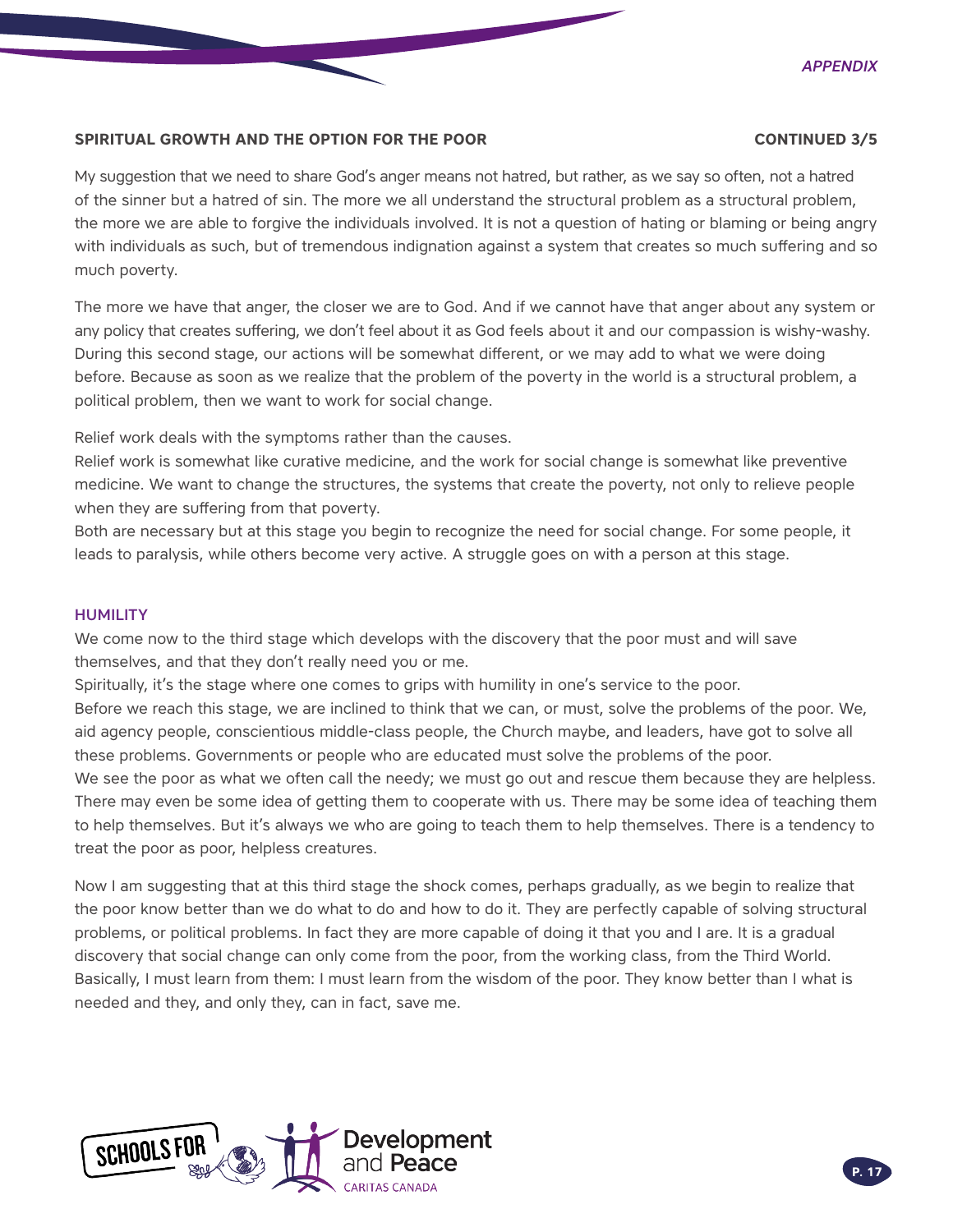**SPIRITUAL GROWTH AND THE OPTION FOR THE POOR** **CONTINUED 3/5**

My suggestion that we need to share God's anger means not hatred, but rather, as we say so often, not a hatred of the sinner but a hatred of sin. The more we all understand the structural problem as a structural problem, the more we are able to forgive the individuals involved. It is not a question of hating or blaming or being angry with individuals as such, but of tremendous indignation against a system that creates so much suffering and so much poverty.

The more we have that anger, the closer we are to God. And if we cannot have that anger about any system or any policy that creates suffering, we don't feel about it as God feels about it and our compassion is wishy-washy. During this second stage, our actions will be somewhat different, or we may add to what we were doing before. Because as soon as we realize that the problem of the poverty in the world is a structural problem, a political problem, then we want to work for social change.

Relief work deals with the symptoms rather than the causes.
Relief work is somewhat like curative medicine, and the work for social change is somewhat like preventive medicine. We want to change the structures, the systems that create the poverty, not only to relieve people when they are suffering from that poverty.
Both are necessary but at this stage you begin to recognize the need for social change. For some people, it leads to paralysis, while others become very active. A struggle goes on with a person at this stage.

### HUMILITY

We come now to the third stage which develops with the discovery that the poor must and will save themselves, and that they don't really need you or me.
Spiritually, it's the stage where one comes to grips with humility in one's service to the poor.
Before we reach this stage, we are inclined to think that we can, or must, solve the problems of the poor. We, aid agency people, conscientious middle-class people, the Church maybe, and leaders, have got to solve all these problems. Governments or people who are educated must solve the problems of the poor.
We see the poor as what we often call the needy; we must go out and rescue them because they are helpless. There may even be some idea of getting them to cooperate with us. There may be some idea of teaching them to help themselves. But it's always we who are going to teach them to help themselves. There is a tendency to treat the poor as poor, helpless creatures.

Now I am suggesting that at this third stage the shock comes, perhaps gradually, as we begin to realize that the poor know better than we do what to do and how to do it. They are perfectly capable of solving structural problems, or political problems. In fact they are more capable of doing it that you and I are. It is a gradual discovery that social change can only come from the poor, from the working class, from the Third World. Basically, I must learn from them: I must learn from the wisdom of the poor. They know better than I what is needed and they, and only they, can in fact, save me.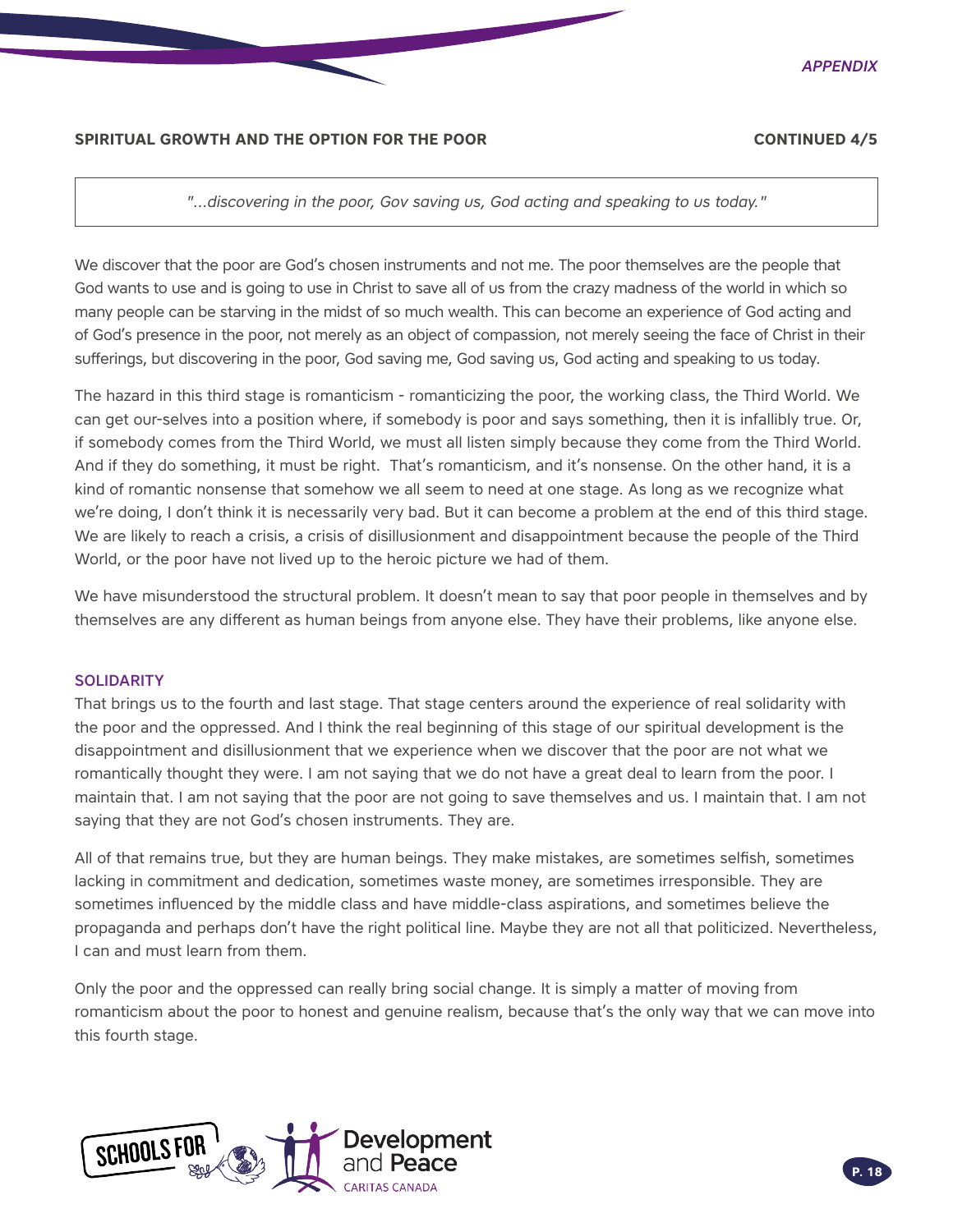## SPIRITUAL GROWTH AND THE OPTION FOR THE POOR

CONTINUED 4/5

> *"...discovering in the poor, Gov saving us, God acting and speaking to us today."*

We discover that the poor are God's chosen instruments and not me. The poor themselves are the people that God wants to use and is going to use in Christ to save all of us from the crazy madness of the world in which so many people can be starving in the midst of so much wealth. This can become an experience of God acting and of God's presence in the poor, not merely as an object of compassion, not merely seeing the face of Christ in their sufferings, but discovering in the poor, God saving me, God saving us, God acting and speaking to us today.

The hazard in this third stage is romanticism - romanticizing the poor, the working class, the Third World. We can get our-selves into a position where, if somebody is poor and says something, then it is infallibly true. Or, if somebody comes from the Third World, we must all listen simply because they come from the Third World. And if they do something, it must be right. That's romanticism, and it's nonsense. On the other hand, it is a kind of romantic nonsense that somehow we all seem to need at one stage. As long as we recognize what we're doing, I don't think it is necessarily very bad. But it can become a problem at the end of this third stage. We are likely to reach a crisis, a crisis of disillusionment and disappointment because the people of the Third World, or the poor have not lived up to the heroic picture we had of them.

We have misunderstood the structural problem. It doesn't mean to say that poor people in themselves and by themselves are any different as human beings from anyone else. They have their problems, like anyone else.

### SOLIDARITY

That brings us to the fourth and last stage. That stage centers around the experience of real solidarity with the poor and the oppressed. And I think the real beginning of this stage of our spiritual development is the disappointment and disillusionment that we experience when we discover that the poor are not what we romantically thought they were. I am not saying that we do not have a great deal to learn from the poor. I maintain that. I am not saying that the poor are not going to save themselves and us. I maintain that. I am not saying that they are not God's chosen instruments. They are.

All of that remains true, but they are human beings. They make mistakes, are sometimes selfish, sometimes lacking in commitment and dedication, sometimes waste money, are sometimes irresponsible. They are sometimes influenced by the middle class and have middle-class aspirations, and sometimes believe the propaganda and perhaps don't have the right political line. Maybe they are not all that politicized. Nevertheless, I can and must learn from them.

Only the poor and the oppressed can really bring social change. It is simply a matter of moving from romanticism about the poor to honest and genuine realism, because that's the only way that we can move into this fourth stage.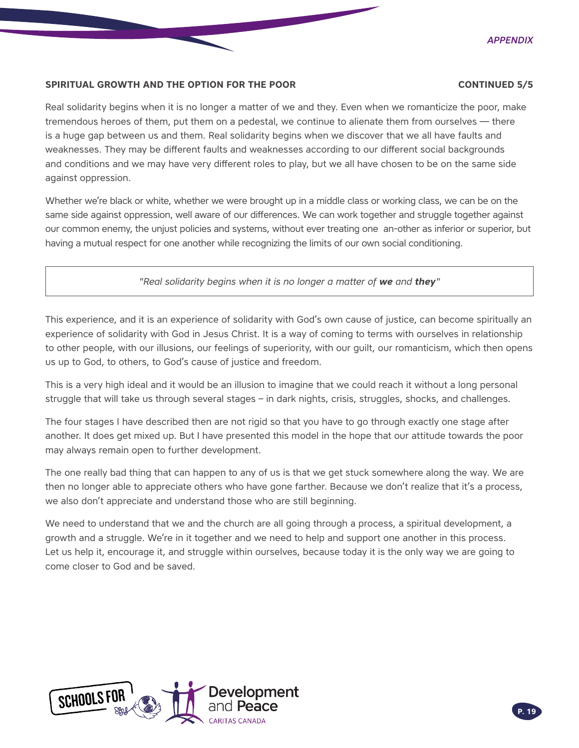**SPIRITUAL GROWTH AND THE OPTION FOR THE POOR** **CONTINUED 5/5**

Real solidarity begins when it is no longer a matter of we and they. Even when we romanticize the poor, make tremendous heroes of them, put them on a pedestal, we continue to alienate them from ourselves — there is a huge gap between us and them. Real solidarity begins when we discover that we all have faults and weaknesses. They may be different faults and weaknesses according to our different social backgrounds and conditions and we may have very different roles to play, but we all have chosen to be on the same side against oppression.

Whether we're black or white, whether we were brought up in a middle class or working class, we can be on the same side against oppression, well aware of our differences. We can work together and struggle together against our common enemy, the unjust policies and systems, without ever treating one an-other as inferior or superior, but having a mutual respect for one another while recognizing the limits of our own social conditioning.

> *"Real solidarity begins when it is no longer a matter of **we** and **they**"*

This experience, and it is an experience of solidarity with God's own cause of justice, can become spiritually an experience of solidarity with God in Jesus Christ. It is a way of coming to terms with ourselves in relationship to other people, with our illusions, our feelings of superiority, with our guilt, our romanticism, which then opens us up to God, to others, to God's cause of justice and freedom.

This is a very high ideal and it would be an illusion to imagine that we could reach it without a long personal struggle that will take us through several stages – in dark nights, crisis, struggles, shocks, and challenges.

The four stages I have described then are not rigid so that you have to go through exactly one stage after another. It does get mixed up. But I have presented this model in the hope that our attitude towards the poor may always remain open to further development.

The one really bad thing that can happen to any of us is that we get stuck somewhere along the way. We are then no longer able to appreciate others who have gone farther. Because we don't realize that it's a process, we also don't appreciate and understand those who are still beginning.

We need to understand that we and the church are all going through a process, a spiritual development, a growth and a struggle. We're in it together and we need to help and support one another in this process. Let us help it, encourage it, and struggle within ourselves, because today it is the only way we are going to come closer to God and be saved.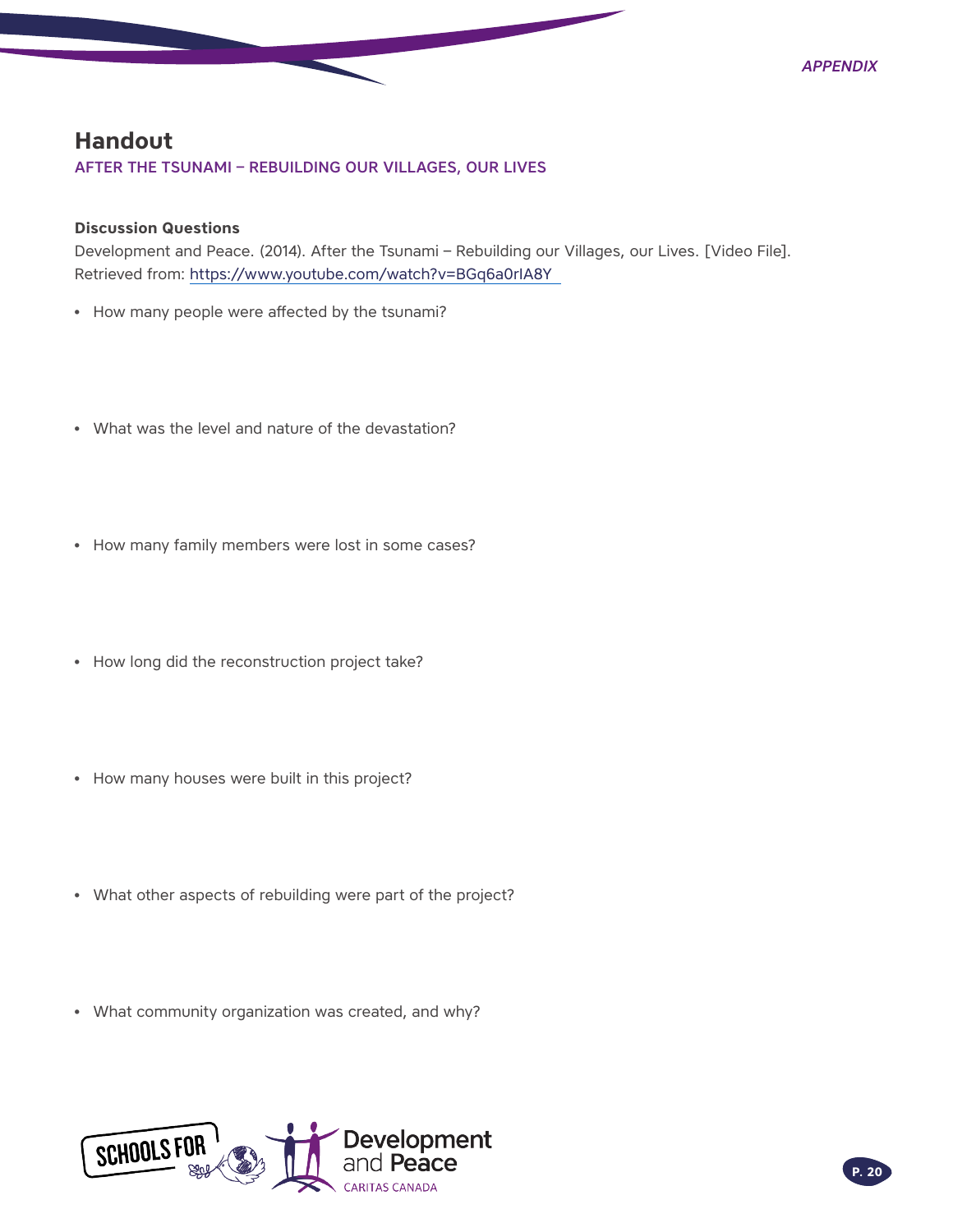## Handout

### AFTER THE TSUNAMI – REBUILDING OUR VILLAGES, OUR LIVES

**Discussion Questions**

Development and Peace. (2014). After the Tsunami – Rebuilding our Villages, our Lives. [Video File]. Retrieved from: https://www.youtube.com/watch?v=BGq6a0rIA8Y

- How many people were affected by the tsunami?

- What was the level and nature of the devastation?

- How many family members were lost in some cases?

- How long did the reconstruction project take?

- How many houses were built in this project?

- What other aspects of rebuilding were part of the project?

- What community organization was created, and why?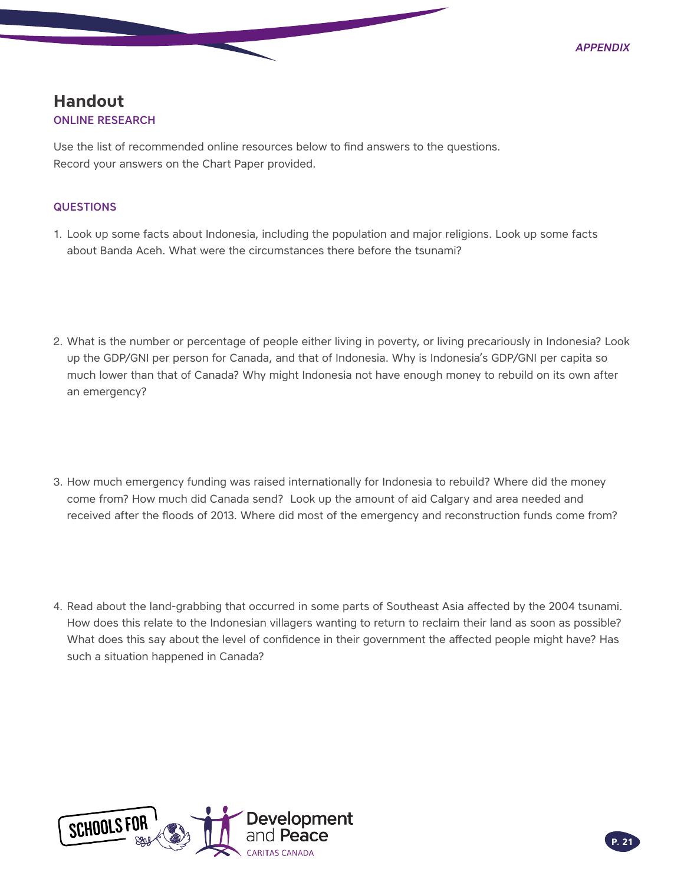## Handout

### ONLINE RESEARCH

Use the list of recommended online resources below to find answers to the questions.
Record your answers on the Chart Paper provided.

### QUESTIONS

1. Look up some facts about Indonesia, including the population and major religions. Look up some facts about Banda Aceh. What were the circumstances there before the tsunami?

2. What is the number or percentage of people either living in poverty, or living precariously in Indonesia? Look up the GDP/GNI per person for Canada, and that of Indonesia. Why is Indonesia's GDP/GNI per capita so much lower than that of Canada? Why might Indonesia not have enough money to rebuild on its own after an emergency?

3. How much emergency funding was raised internationally for Indonesia to rebuild? Where did the money come from? How much did Canada send? Look up the amount of aid Calgary and area needed and received after the floods of 2013. Where did most of the emergency and reconstruction funds come from?

4. Read about the land-grabbing that occurred in some parts of Southeast Asia affected by the 2004 tsunami. How does this relate to the Indonesian villagers wanting to return to reclaim their land as soon as possible? What does this say about the level of confidence in their government the affected people might have? Has such a situation happened in Canada?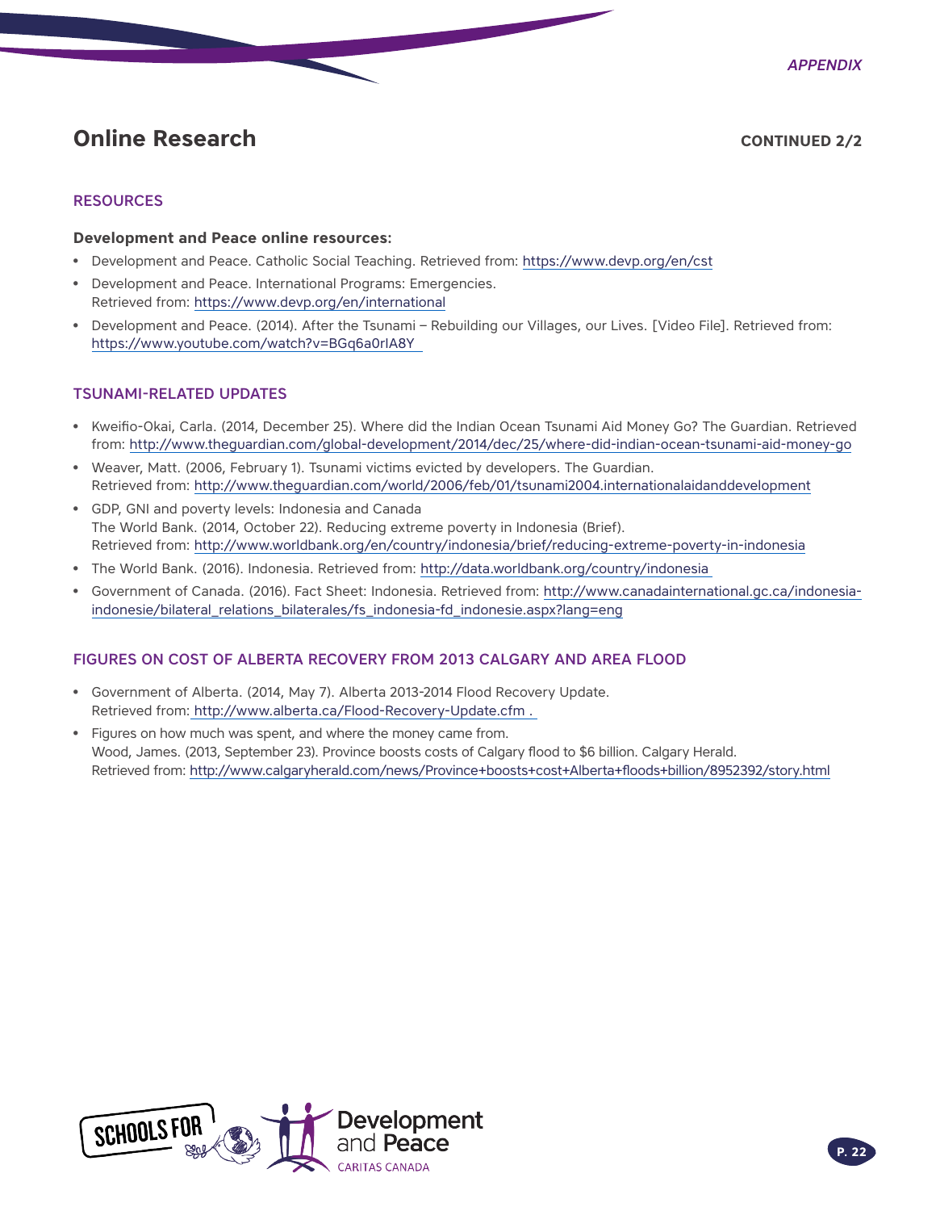## Online Research

CONTINUED 2/2

### RESOURCES

**Development and Peace online resources:**

- Development and Peace. Catholic Social Teaching. Retrieved from: https://www.devp.org/en/cst
- Development and Peace. International Programs: Emergencies. Retrieved from: https://www.devp.org/en/international
- Development and Peace. (2014). After the Tsunami – Rebuilding our Villages, our Lives. [Video File]. Retrieved from: https://www.youtube.com/watch?v=BGq6a0rIA8Y

### TSUNAMI-RELATED UPDATES

- Kweifio-Okai, Carla. (2014, December 25). Where did the Indian Ocean Tsunami Aid Money Go? The Guardian. Retrieved from: http://www.theguardian.com/global-development/2014/dec/25/where-did-indian-ocean-tsunami-aid-money-go
- Weaver, Matt. (2006, February 1). Tsunami victims evicted by developers. The Guardian. Retrieved from: http://www.theguardian.com/world/2006/feb/01/tsunami2004.internationalaidanddevelopment
- GDP, GNI and poverty levels: Indonesia and Canada
  The World Bank. (2014, October 22). Reducing extreme poverty in Indonesia (Brief). Retrieved from: http://www.worldbank.org/en/country/indonesia/brief/reducing-extreme-poverty-in-indonesia
- The World Bank. (2016). Indonesia. Retrieved from: http://data.worldbank.org/country/indonesia
- Government of Canada. (2016). Fact Sheet: Indonesia. Retrieved from: http://www.canadainternational.gc.ca/indonesia-indonesie/bilateral_relations_bilaterales/fs_indonesia-fd_indonesie.aspx?lang=eng

### FIGURES ON COST OF ALBERTA RECOVERY FROM 2013 CALGARY AND AREA FLOOD

- Government of Alberta. (2014, May 7). Alberta 2013-2014 Flood Recovery Update. Retrieved from: http://www.alberta.ca/Flood-Recovery-Update.cfm .
- Figures on how much was spent, and where the money came from.
  Wood, James. (2013, September 23). Province boosts costs of Calgary flood to $6 billion. Calgary Herald. Retrieved from: http://www.calgaryherald.com/news/Province+boosts+cost+Alberta+floods+billion/8952392/story.html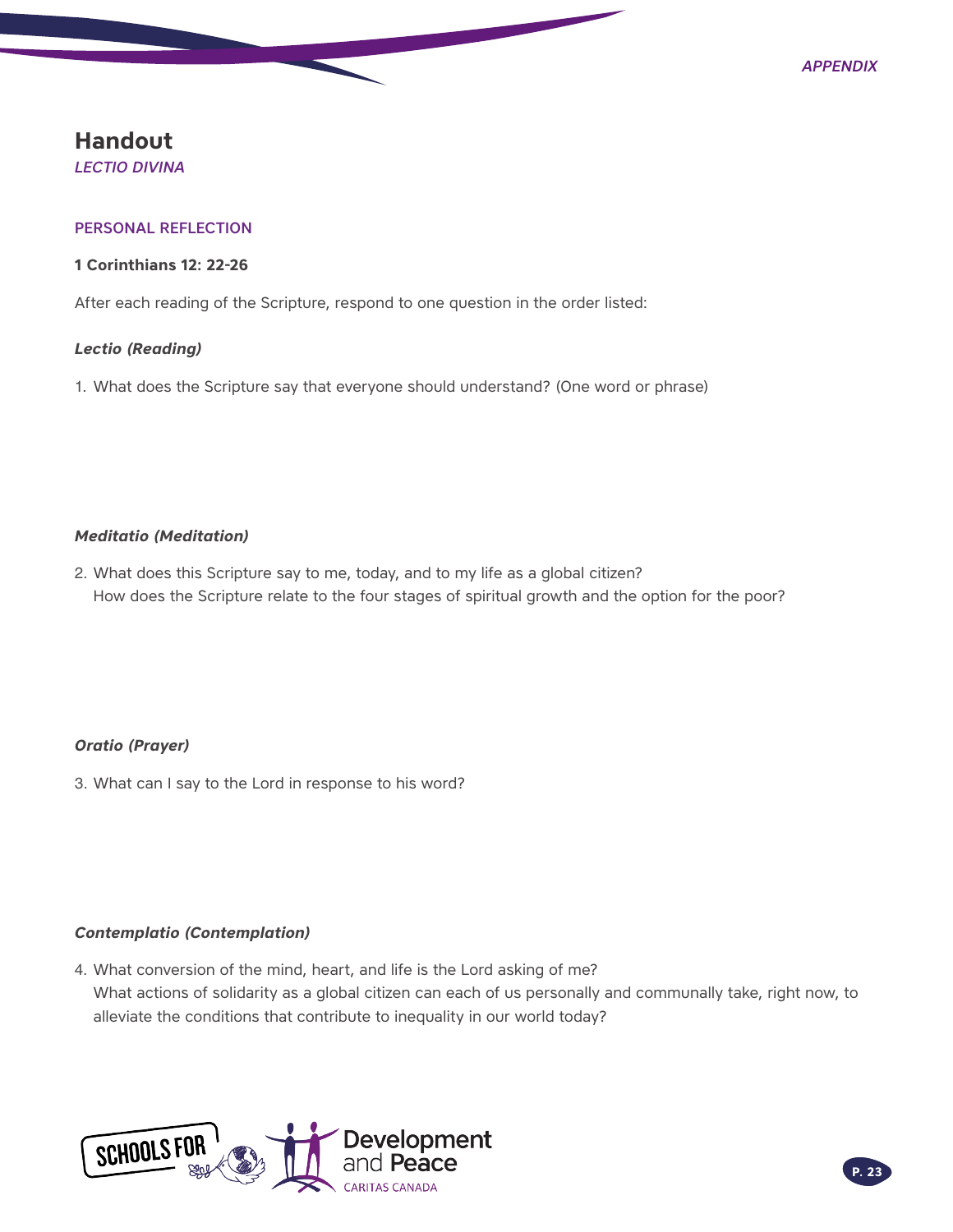# Handout

*LECTIO DIVINA*

## PERSONAL REFLECTION

**1 Corinthians 12: 22-26**

After each reading of the Scripture, respond to one question in the order listed:

### *Lectio (Reading)*

1. What does the Scripture say that everyone should understand? (One word or phrase)

### *Meditatio (Meditation)*

2. What does this Scripture say to me, today, and to my life as a global citizen?
   How does the Scripture relate to the four stages of spiritual growth and the option for the poor?

### *Oratio (Prayer)*

3. What can I say to the Lord in response to his word?

### *Contemplatio (Contemplation)*

4. What conversion of the mind, heart, and life is the Lord asking of me?
   What actions of solidarity as a global citizen can each of us personally and communally take, right now, to alleviate the conditions that contribute to inequality in our world today?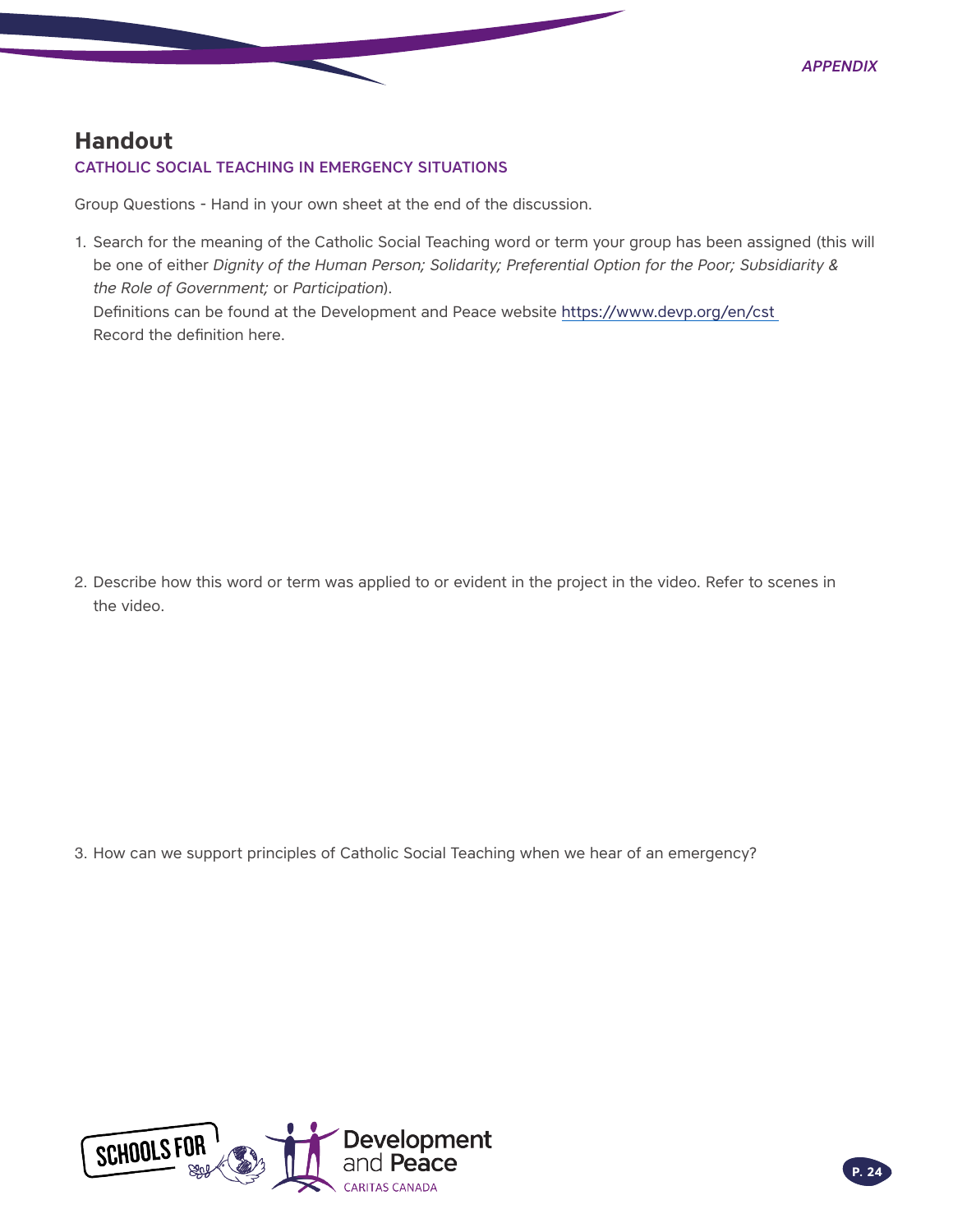# Handout

### CATHOLIC SOCIAL TEACHING IN EMERGENCY SITUATIONS

Group Questions - Hand in your own sheet at the end of the discussion.

1. Search for the meaning of the Catholic Social Teaching word or term your group has been assigned (this will be one of either *Dignity of the Human Person; Solidarity; Preferential Option for the Poor; Subsidiarity & the Role of Government;* or *Participation*).
   Definitions can be found at the Development and Peace website https://www.devp.org/en/cst
   Record the definition here.

2. Describe how this word or term was applied to or evident in the project in the video. Refer to scenes in the video.

3. How can we support principles of Catholic Social Teaching when we hear of an emergency?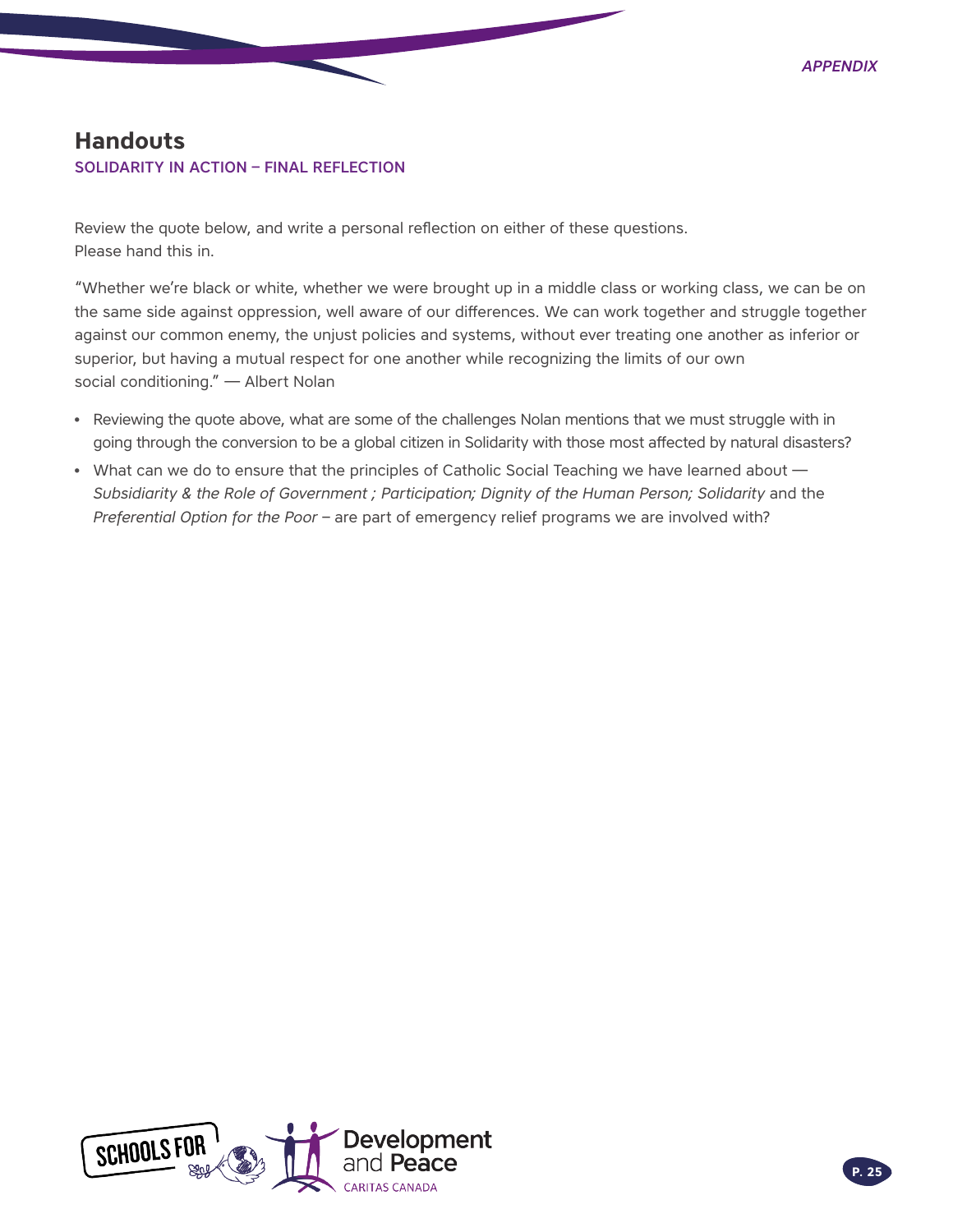## Handouts

### SOLIDARITY IN ACTION – FINAL REFLECTION

Review the quote below, and write a personal reflection on either of these questions.
Please hand this in.

"Whether we're black or white, whether we were brought up in a middle class or working class, we can be on the same side against oppression, well aware of our differences. We can work together and struggle together against our common enemy, the unjust policies and systems, without ever treating one another as inferior or superior, but having a mutual respect for one another while recognizing the limits of our own social conditioning." — Albert Nolan

- Reviewing the quote above, what are some of the challenges Nolan mentions that we must struggle with in going through the conversion to be a global citizen in Solidarity with those most affected by natural disasters?
- What can we do to ensure that the principles of Catholic Social Teaching we have learned about — *Subsidiarity & the Role of Government ; Participation; Dignity of the Human Person; Solidarity* and the *Preferential Option for the Poor* – are part of emergency relief programs we are involved with?